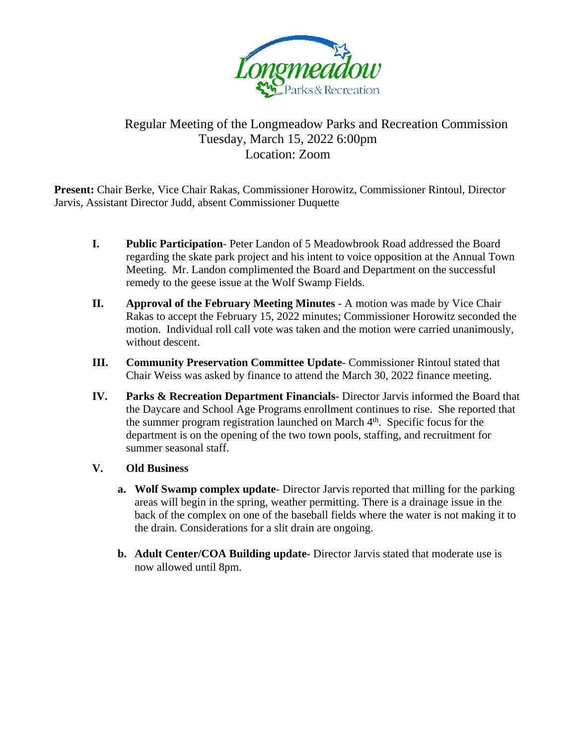# Regular Meeting of the Longmeadow Parks and Recreation Commission

Tuesday, March 15, 2022 6:00pm

Location: Zoom

**Present:** Chair Berke, Vice Chair Rakas, Commissioner Horowitz, Commissioner Rintoul, Director Jarvis, Assistant Director Judd, absent Commissioner Duquette

**I. Public Participation**- Peter Landon of 5 Meadowbrook Road addressed the Board regarding the skate park project and his intent to voice opposition at the Annual Town Meeting. Mr. Landon complimented the Board and Department on the successful remedy to the geese issue at the Wolf Swamp Fields.

**II. Approval of the February Meeting Minutes** - A motion was made by Vice Chair Rakas to accept the February 15, 2022 minutes; Commissioner Horowitz seconded the motion. Individual roll call vote was taken and the motion were carried unanimously, without descent.

**III. Community Preservation Committee Update**- Commissioner Rintoul stated that Chair Weiss was asked by finance to attend the March 30, 2022 finance meeting.

**IV. Parks & Recreation Department Financials**- Director Jarvis informed the Board that the Daycare and School Age Programs enrollment continues to rise. She reported that the summer program registration launched on March 4th. Specific focus for the department is on the opening of the two town pools, staffing, and recruitment for summer seasonal staff.

**V. Old Business**

a. **Wolf Swamp complex update**- Director Jarvis reported that milling for the parking areas will begin in the spring, weather permitting. There is a drainage issue in the back of the complex on one of the baseball fields where the water is not making it to the drain. Considerations for a slit drain are ongoing.

b. **Adult Center/COA Building update-** Director Jarvis stated that moderate use is now allowed until 8pm.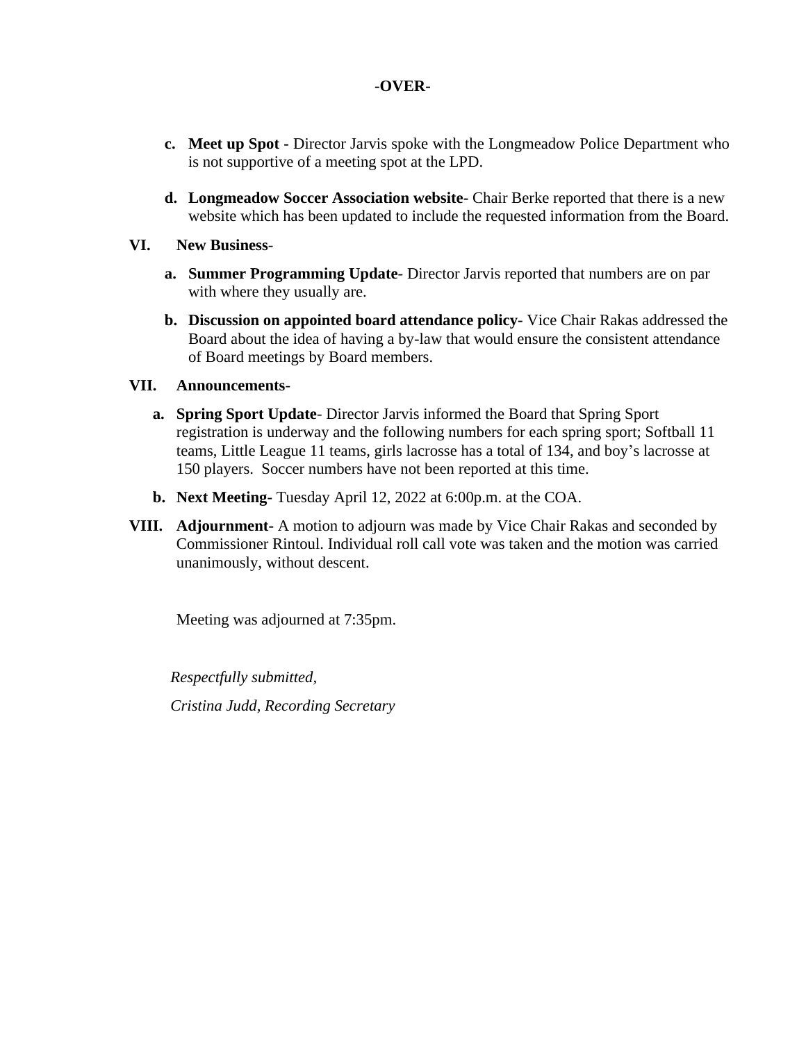**-OVER-**

c. **Meet up Spot -** Director Jarvis spoke with the Longmeadow Police Department who is not supportive of a meeting spot at the LPD.

d. **Longmeadow Soccer Association website-** Chair Berke reported that there is a new website which has been updated to include the requested information from the Board.

**VI. New Business**-

a. **Summer Programming Update**- Director Jarvis reported that numbers are on par with where they usually are.

b. **Discussion on appointed board attendance policy-** Vice Chair Rakas addressed the Board about the idea of having a by-law that would ensure the consistent attendance of Board meetings by Board members.

**VII. Announcements**-

a. **Spring Sport Update**- Director Jarvis informed the Board that Spring Sport registration is underway and the following numbers for each spring sport; Softball 11 teams, Little League 11 teams, girls lacrosse has a total of 134, and boy's lacrosse at 150 players. Soccer numbers have not been reported at this time.

b. **Next Meeting-** Tuesday April 12, 2022 at 6:00p.m. at the COA.

**VIII. Adjournment-** A motion to adjourn was made by Vice Chair Rakas and seconded by Commissioner Rintoul. Individual roll call vote was taken and the motion was carried unanimously, without descent.

Meeting was adjourned at 7:35pm.

*Respectfully submitted,*

*Cristina Judd, Recording Secretary*